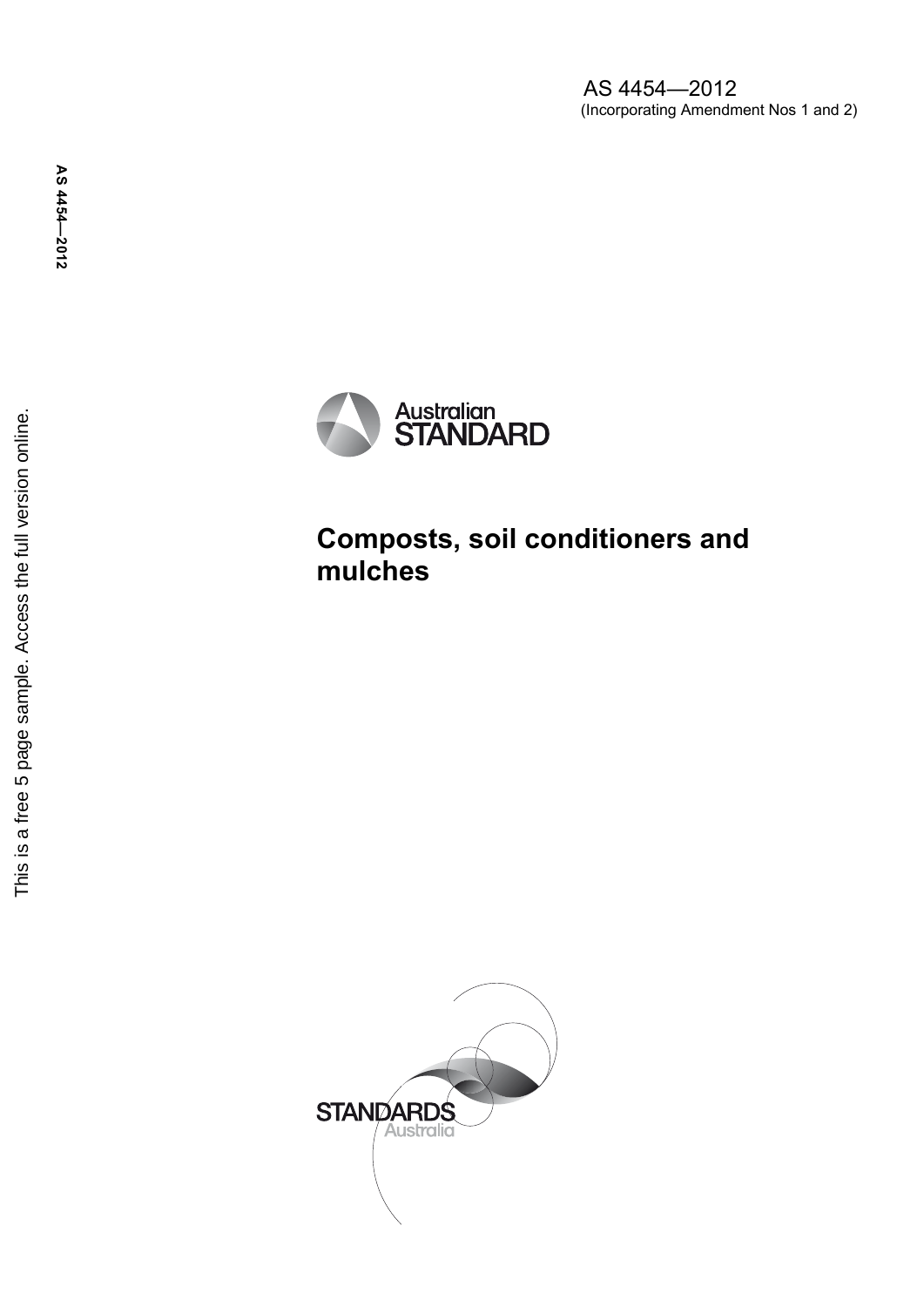AS 4454—2012
(Incorporating Amendment Nos 1 and 2)

Australian STANDARD

# Composts, soil conditioners and mulches

STANDARDS Australia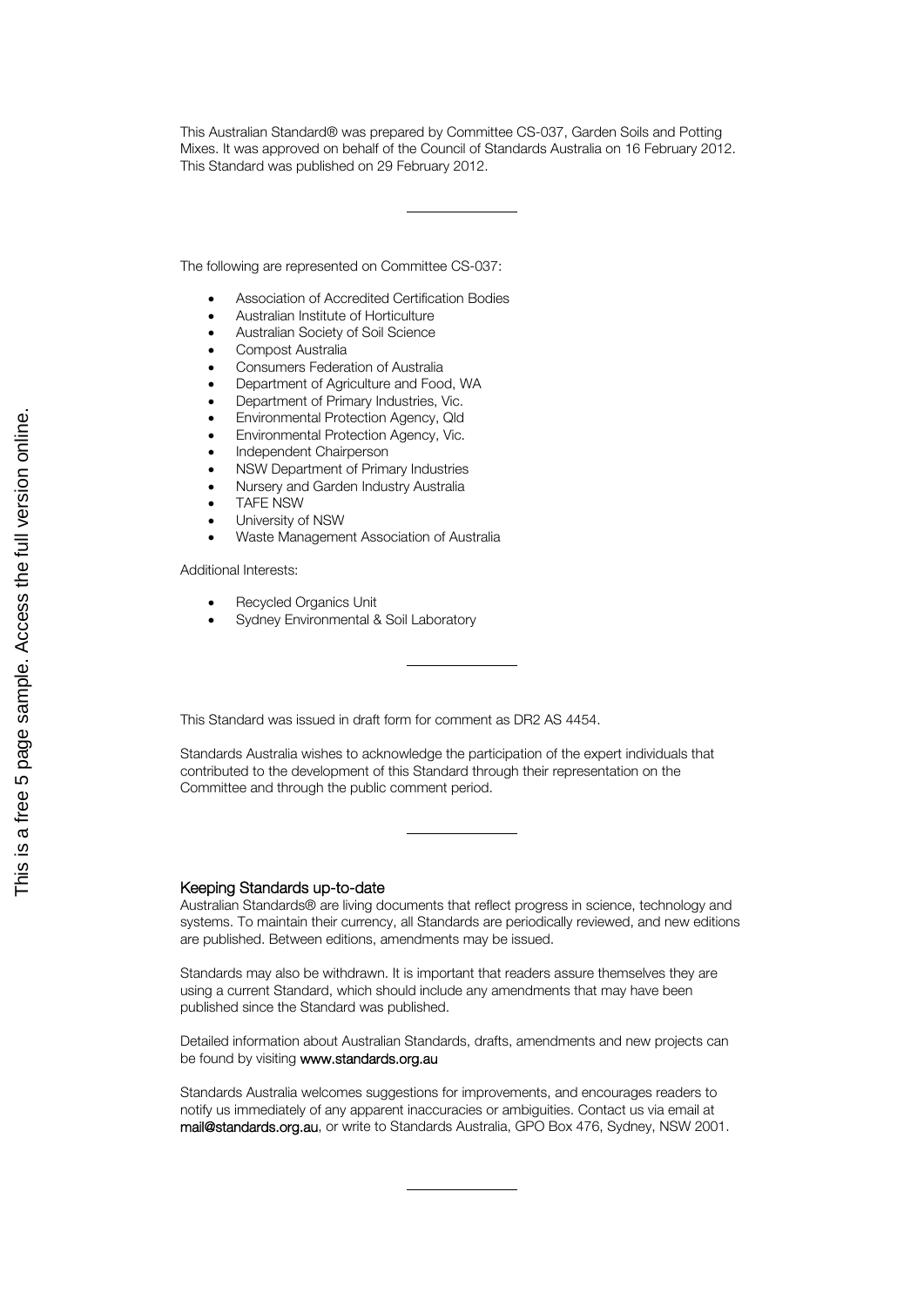This Australian Standard® was prepared by Committee CS-037, Garden Soils and Potting Mixes. It was approved on behalf of the Council of Standards Australia on 16 February 2012. This Standard was published on 29 February 2012.

---

The following are represented on Committee CS-037:

- Association of Accredited Certification Bodies
- Australian Institute of Horticulture
- Australian Society of Soil Science
- Compost Australia
- Consumers Federation of Australia
- Department of Agriculture and Food, WA
- Department of Primary Industries, Vic.
- Environmental Protection Agency, Qld
- Environmental Protection Agency, Vic.
- Independent Chairperson
- NSW Department of Primary Industries
- Nursery and Garden Industry Australia
- TAFE NSW
- University of NSW
- Waste Management Association of Australia

Additional Interests:

- Recycled Organics Unit
- Sydney Environmental & Soil Laboratory

---

This Standard was issued in draft form for comment as DR2 AS 4454.

Standards Australia wishes to acknowledge the participation of the expert individuals that contributed to the development of this Standard through their representation on the Committee and through the public comment period.

---

## Keeping Standards up-to-date

Australian Standards® are living documents that reflect progress in science, technology and systems. To maintain their currency, all Standards are periodically reviewed, and new editions are published. Between editions, amendments may be issued.

Standards may also be withdrawn. It is important that readers assure themselves they are using a current Standard, which should include any amendments that may have been published since the Standard was published.

Detailed information about Australian Standards, drafts, amendments and new projects can be found by visiting **www.standards.org.au**

Standards Australia welcomes suggestions for improvements, and encourages readers to notify us immediately of any apparent inaccuracies or ambiguities. Contact us via email at **mail@standards.org.au**, or write to Standards Australia, GPO Box 476, Sydney, NSW 2001.

---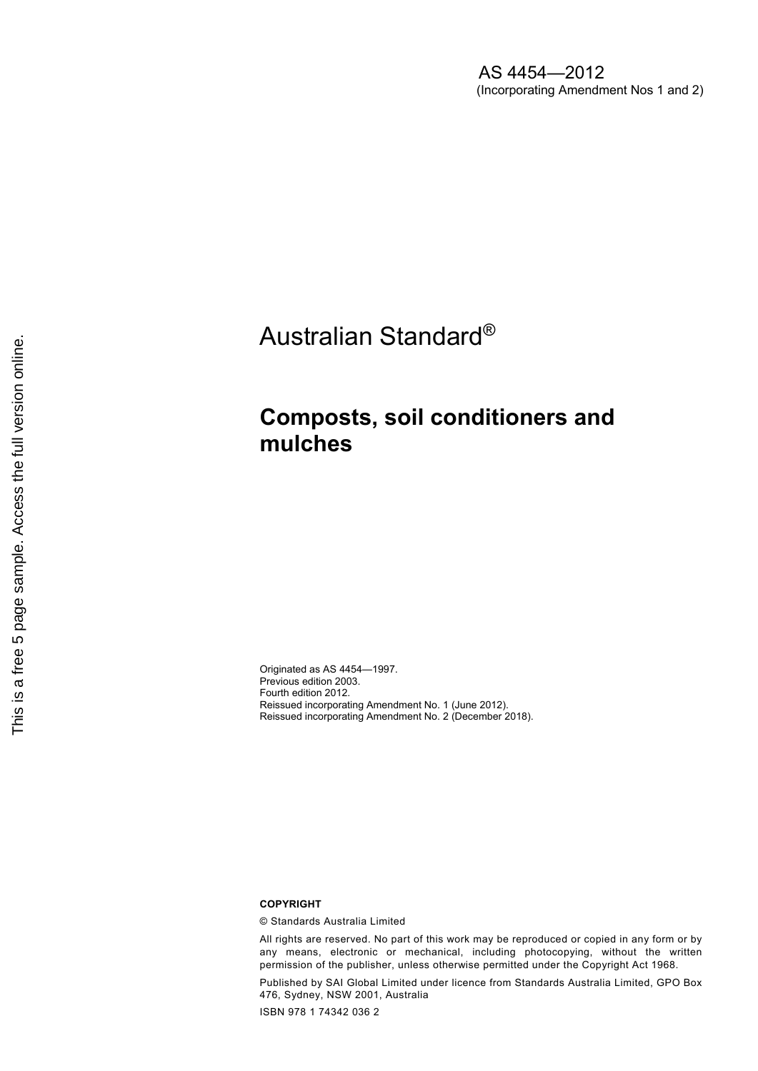AS 4454—2012
(Incorporating Amendment Nos 1 and 2)

This is a free 5 page sample. Access the full version online.

# Australian Standard®

## **Composts, soil conditioners and mulches**

Originated as AS 4454—1997.
Previous edition 2003.
Fourth edition 2012.
Reissued incorporating Amendment No. 1 (June 2012).
Reissued incorporating Amendment No. 2 (December 2018).

**COPYRIGHT**

© Standards Australia Limited

All rights are reserved. No part of this work may be reproduced or copied in any form or by any means, electronic or mechanical, including photocopying, without the written permission of the publisher, unless otherwise permitted under the Copyright Act 1968.

Published by SAI Global Limited under licence from Standards Australia Limited, GPO Box 476, Sydney, NSW 2001, Australia

ISBN 978 1 74342 036 2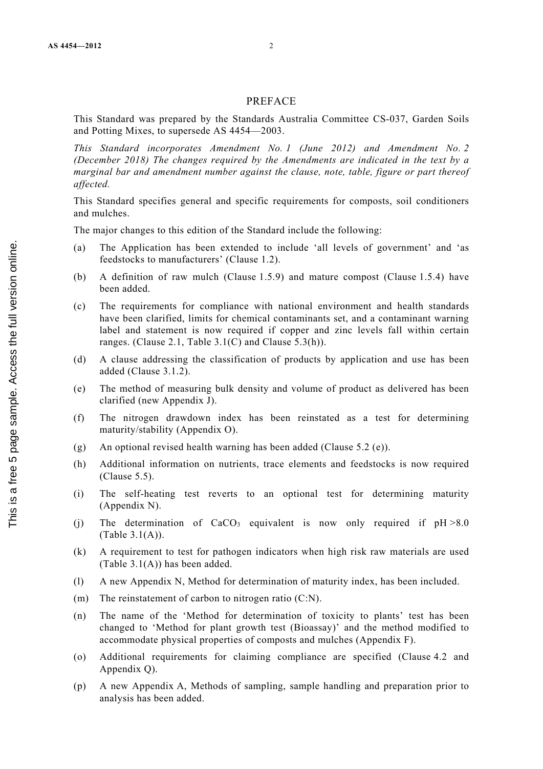# PREFACE

This Standard was prepared by the Standards Australia Committee CS-037, Garden Soils and Potting Mixes, to supersede AS 4454—2003.

*This Standard incorporates Amendment No. 1 (June 2012) and Amendment No. 2 (December 2018) The changes required by the Amendments are indicated in the text by a marginal bar and amendment number against the clause, note, table, figure or part thereof affected.*

This Standard specifies general and specific requirements for composts, soil conditioners and mulches.

The major changes to this edition of the Standard include the following:

(a) The Application has been extended to include 'all levels of government' and 'as feedstocks to manufacturers' (Clause 1.2).

(b) A definition of raw mulch (Clause 1.5.9) and mature compost (Clause 1.5.4) have been added.

(c) The requirements for compliance with national environment and health standards have been clarified, limits for chemical contaminants set, and a contaminant warning label and statement is now required if copper and zinc levels fall within certain ranges. (Clause 2.1, Table 3.1(C) and Clause 5.3(h)).

(d) A clause addressing the classification of products by application and use has been added (Clause 3.1.2).

(e) The method of measuring bulk density and volume of product as delivered has been clarified (new Appendix J).

(f) The nitrogen drawdown index has been reinstated as a test for determining maturity/stability (Appendix O).

(g) An optional revised health warning has been added (Clause 5.2 (e)).

(h) Additional information on nutrients, trace elements and feedstocks is now required (Clause 5.5).

(i) The self-heating test reverts to an optional test for determining maturity (Appendix N).

(j) The determination of $CaCO_3$ equivalent is now only required if pH >8.0 (Table 3.1(A)).

(k) A requirement to test for pathogen indicators when high risk raw materials are used (Table 3.1(A)) has been added.

(l) A new Appendix N, Method for determination of maturity index, has been included.

(m) The reinstatement of carbon to nitrogen ratio (C:N).

(n) The name of the 'Method for determination of toxicity to plants' test has been changed to 'Method for plant growth test (Bioassay)' and the method modified to accommodate physical properties of composts and mulches (Appendix F).

(o) Additional requirements for claiming compliance are specified (Clause 4.2 and Appendix Q).

(p) A new Appendix A, Methods of sampling, sample handling and preparation prior to analysis has been added.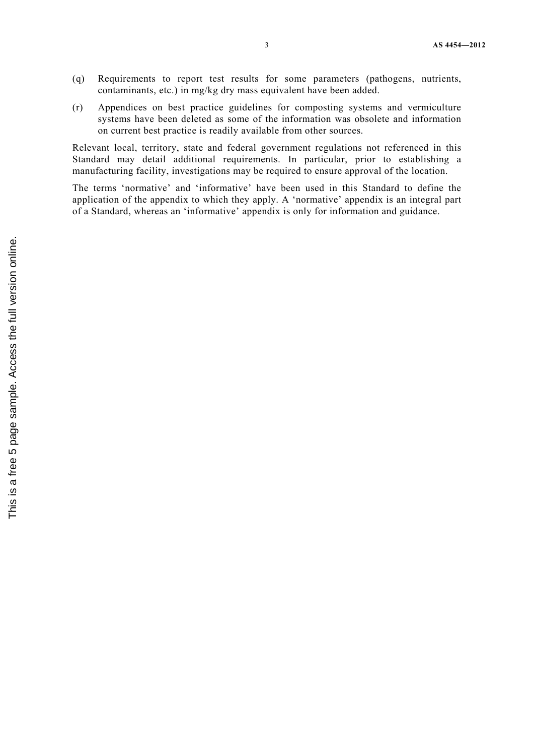(q) Requirements to report test results for some parameters (pathogens, nutrients, contaminants, etc.) in mg/kg dry mass equivalent have been added.

(r) Appendices on best practice guidelines for composting systems and vermiculture systems have been deleted as some of the information was obsolete and information on current best practice is readily available from other sources.

Relevant local, territory, state and federal government regulations not referenced in this Standard may detail additional requirements. In particular, prior to establishing a manufacturing facility, investigations may be required to ensure approval of the location.

The terms 'normative' and 'informative' have been used in this Standard to define the application of the appendix to which they apply. A 'normative' appendix is an integral part of a Standard, whereas an 'informative' appendix is only for information and guidance.